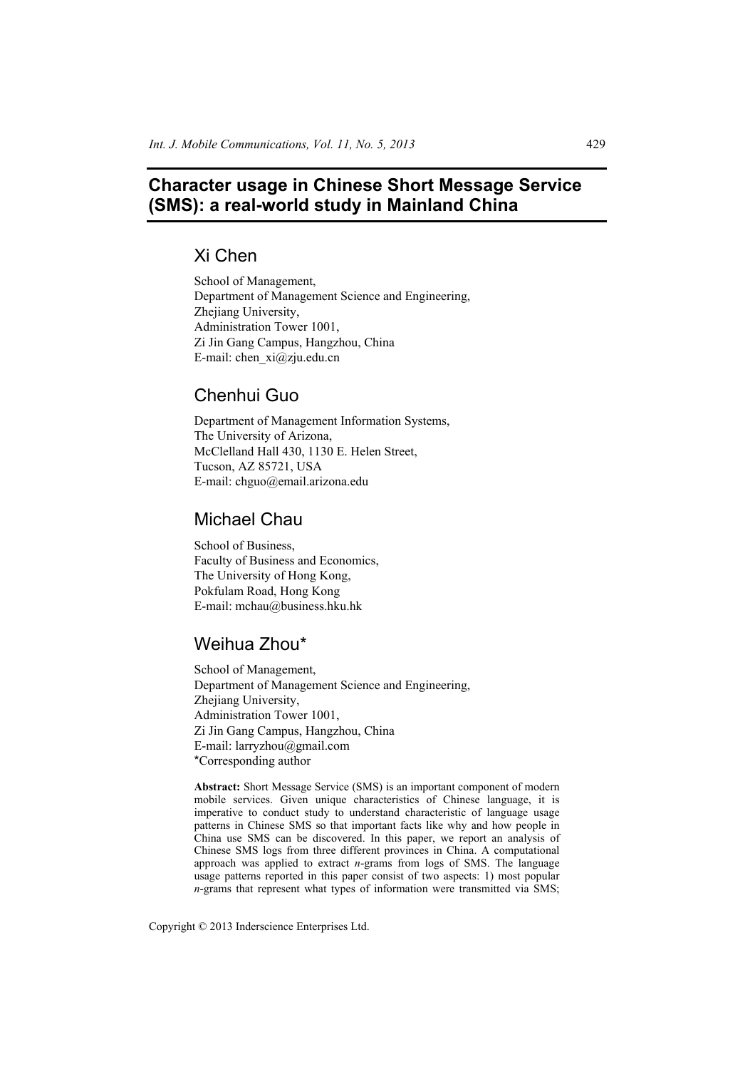# Character usage in Chinese Short Message Service (SMS): a real-world study in Mainland China

## Xi Chen

School of Management,
Department of Management Science and Engineering,
Zhejiang University,
Administration Tower 1001,
Zi Jin Gang Campus, Hangzhou, China
E-mail: chen_xi@zju.edu.cn

## Chenhui Guo

Department of Management Information Systems,
The University of Arizona,
McClelland Hall 430, 1130 E. Helen Street,
Tucson, AZ 85721, USA
E-mail: chguo@email.arizona.edu

## Michael Chau

School of Business,
Faculty of Business and Economics,
The University of Hong Kong,
Pokfulam Road, Hong Kong
E-mail: mchau@business.hku.hk

## Weihua Zhou*

School of Management,
Department of Management Science and Engineering,
Zhejiang University,
Administration Tower 1001,
Zi Jin Gang Campus, Hangzhou, China
E-mail: larryzhou@gmail.com
*Corresponding author

**Abstract:** Short Message Service (SMS) is an important component of modern mobile services. Given unique characteristics of Chinese language, it is imperative to conduct study to understand characteristic of language usage patterns in Chinese SMS so that important facts like why and how people in China use SMS can be discovered. In this paper, we report an analysis of Chinese SMS logs from three different provinces in China. A computational approach was applied to extract *n*-grams from logs of SMS. The language usage patterns reported in this paper consist of two aspects: 1) most popular *n*-grams that represent what types of information were transmitted via SMS;

Copyright © 2013 Inderscience Enterprises Ltd.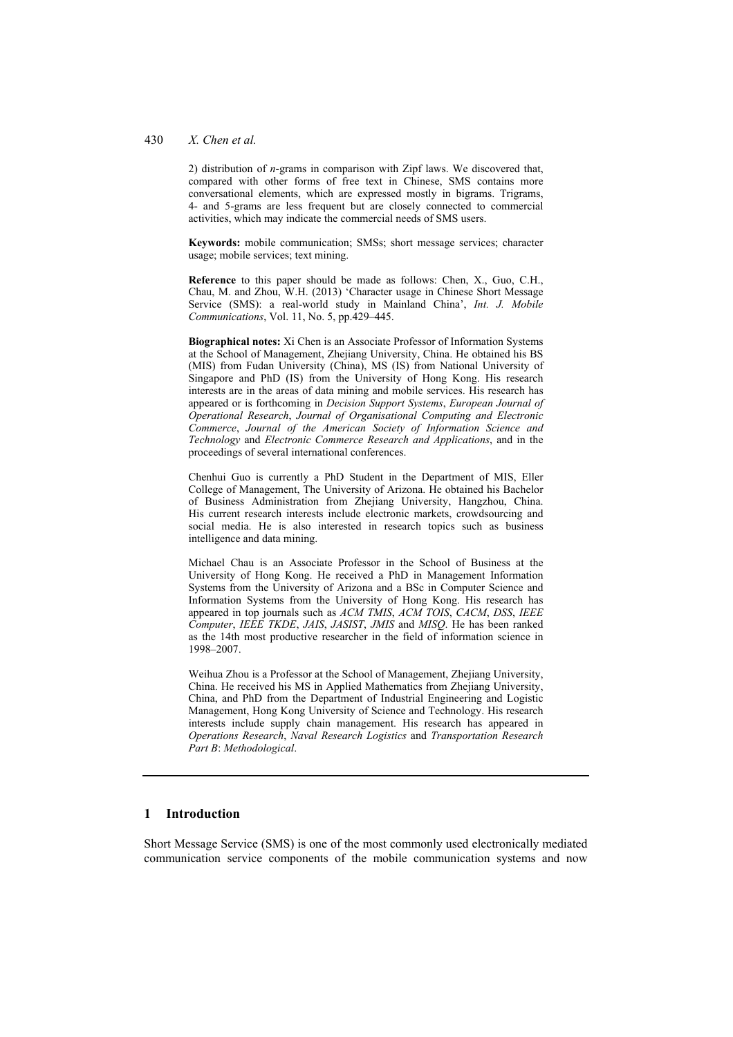2) distribution of *n*-grams in comparison with Zipf laws. We discovered that, compared with other forms of free text in Chinese, SMS contains more conversational elements, which are expressed mostly in bigrams. Trigrams, 4- and 5-grams are less frequent but are closely connected to commercial activities, which may indicate the commercial needs of SMS users.

**Keywords:** mobile communication; SMSs; short message services; character usage; mobile services; text mining.

**Reference** to this paper should be made as follows: Chen, X., Guo, C.H., Chau, M. and Zhou, W.H. (2013) 'Character usage in Chinese Short Message Service (SMS): a real-world study in Mainland China', *Int. J. Mobile Communications*, Vol. 11, No. 5, pp.429–445.

**Biographical notes:** Xi Chen is an Associate Professor of Information Systems at the School of Management, Zhejiang University, China. He obtained his BS (MIS) from Fudan University (China), MS (IS) from National University of Singapore and PhD (IS) from the University of Hong Kong. His research interests are in the areas of data mining and mobile services. His research has appeared or is forthcoming in *Decision Support Systems*, *European Journal of Operational Research*, *Journal of Organisational Computing and Electronic Commerce*, *Journal of the American Society of Information Science and Technology* and *Electronic Commerce Research and Applications*, and in the proceedings of several international conferences.

Chenhui Guo is currently a PhD Student in the Department of MIS, Eller College of Management, The University of Arizona. He obtained his Bachelor of Business Administration from Zhejiang University, Hangzhou, China. His current research interests include electronic markets, crowdsourcing and social media. He is also interested in research topics such as business intelligence and data mining.

Michael Chau is an Associate Professor in the School of Business at the University of Hong Kong. He received a PhD in Management Information Systems from the University of Arizona and a BSc in Computer Science and Information Systems from the University of Hong Kong. His research has appeared in top journals such as *ACM TMIS*, *ACM TOIS*, *CACM*, *DSS*, *IEEE Computer*, *IEEE TKDE*, *JAIS*, *JASIST*, *JMIS* and *MISQ*. He has been ranked as the 14th most productive researcher in the field of information science in 1998–2007.

Weihua Zhou is a Professor at the School of Management, Zhejiang University, China. He received his MS in Applied Mathematics from Zhejiang University, China, and PhD from the Department of Industrial Engineering and Logistic Management, Hong Kong University of Science and Technology. His research interests include supply chain management. His research has appeared in *Operations Research*, *Naval Research Logistics* and *Transportation Research Part B*: *Methodological*.

## 1 Introduction

Short Message Service (SMS) is one of the most commonly used electronically mediated communication service components of the mobile communication systems and now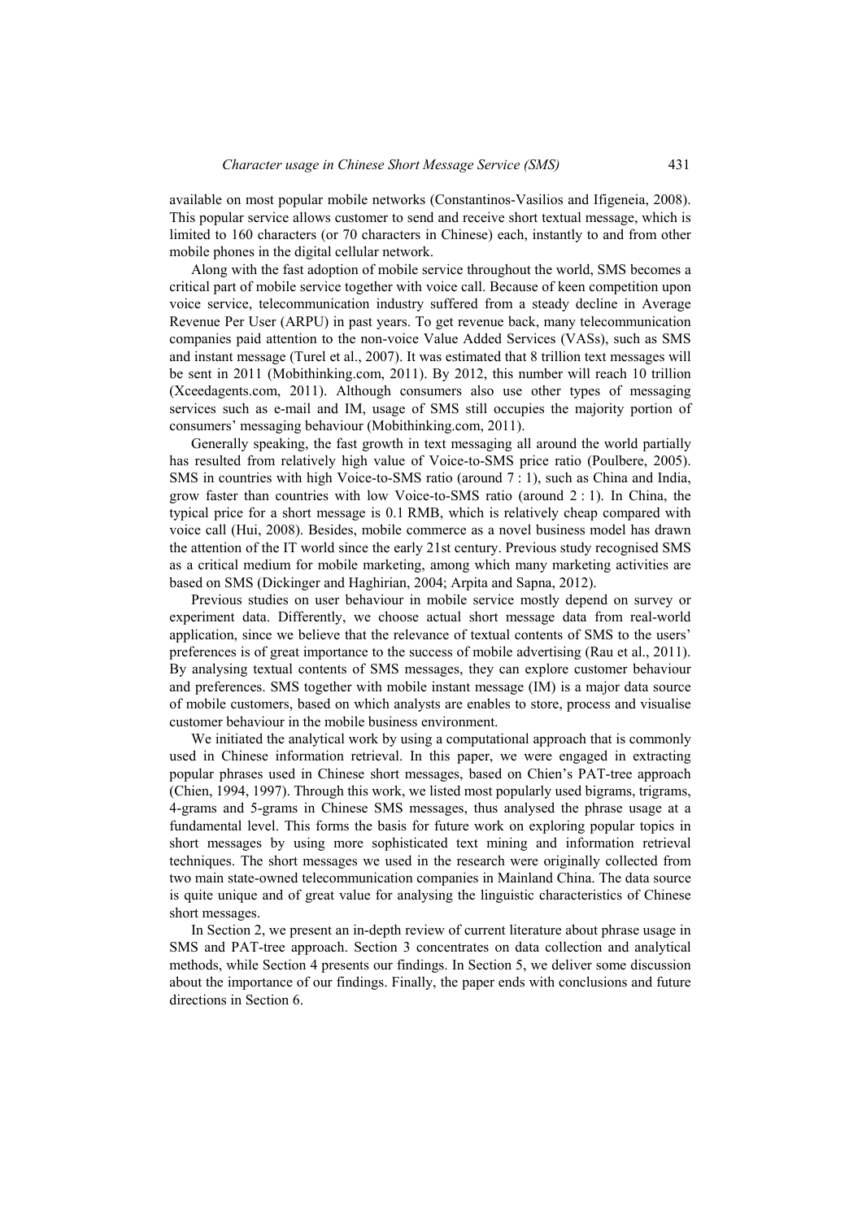available on most popular mobile networks (Constantinos-Vasilios and Ifigeneia, 2008). This popular service allows customer to send and receive short textual message, which is limited to 160 characters (or 70 characters in Chinese) each, instantly to and from other mobile phones in the digital cellular network.

Along with the fast adoption of mobile service throughout the world, SMS becomes a critical part of mobile service together with voice call. Because of keen competition upon voice service, telecommunication industry suffered from a steady decline in Average Revenue Per User (ARPU) in past years. To get revenue back, many telecommunication companies paid attention to the non-voice Value Added Services (VASs), such as SMS and instant message (Turel et al., 2007). It was estimated that 8 trillion text messages will be sent in 2011 (Mobithinking.com, 2011). By 2012, this number will reach 10 trillion (Xceedagents.com, 2011). Although consumers also use other types of messaging services such as e-mail and IM, usage of SMS still occupies the majority portion of consumers' messaging behaviour (Mobithinking.com, 2011).

Generally speaking, the fast growth in text messaging all around the world partially has resulted from relatively high value of Voice-to-SMS price ratio (Poulbere, 2005). SMS in countries with high Voice-to-SMS ratio (around 7 : 1), such as China and India, grow faster than countries with low Voice-to-SMS ratio (around 2 : 1). In China, the typical price for a short message is 0.1 RMB, which is relatively cheap compared with voice call (Hui, 2008). Besides, mobile commerce as a novel business model has drawn the attention of the IT world since the early 21st century. Previous study recognised SMS as a critical medium for mobile marketing, among which many marketing activities are based on SMS (Dickinger and Haghirian, 2004; Arpita and Sapna, 2012).

Previous studies on user behaviour in mobile service mostly depend on survey or experiment data. Differently, we choose actual short message data from real-world application, since we believe that the relevance of textual contents of SMS to the users' preferences is of great importance to the success of mobile advertising (Rau et al., 2011). By analysing textual contents of SMS messages, they can explore customer behaviour and preferences. SMS together with mobile instant message (IM) is a major data source of mobile customers, based on which analysts are enables to store, process and visualise customer behaviour in the mobile business environment.

We initiated the analytical work by using a computational approach that is commonly used in Chinese information retrieval. In this paper, we were engaged in extracting popular phrases used in Chinese short messages, based on Chien's PAT-tree approach (Chien, 1994, 1997). Through this work, we listed most popularly used bigrams, trigrams, 4-grams and 5-grams in Chinese SMS messages, thus analysed the phrase usage at a fundamental level. This forms the basis for future work on exploring popular topics in short messages by using more sophisticated text mining and information retrieval techniques. The short messages we used in the research were originally collected from two main state-owned telecommunication companies in Mainland China. The data source is quite unique and of great value for analysing the linguistic characteristics of Chinese short messages.

In Section 2, we present an in-depth review of current literature about phrase usage in SMS and PAT-tree approach. Section 3 concentrates on data collection and analytical methods, while Section 4 presents our findings. In Section 5, we deliver some discussion about the importance of our findings. Finally, the paper ends with conclusions and future directions in Section 6.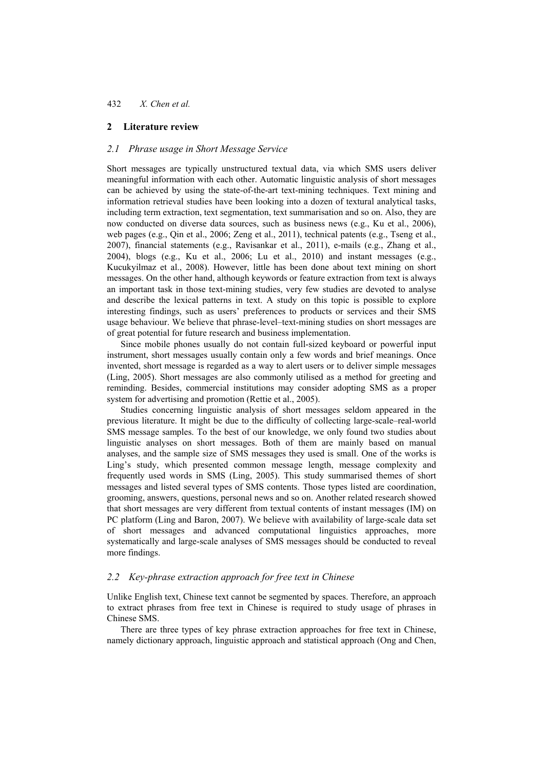## 2 Literature review

### 2.1 Phrase usage in Short Message Service

Short messages are typically unstructured textual data, via which SMS users deliver meaningful information with each other. Automatic linguistic analysis of short messages can be achieved by using the state-of-the-art text-mining techniques. Text mining and information retrieval studies have been looking into a dozen of textural analytical tasks, including term extraction, text segmentation, text summarisation and so on. Also, they are now conducted on diverse data sources, such as business news (e.g., Ku et al., 2006), web pages (e.g., Qin et al., 2006; Zeng et al., 2011), technical patents (e.g., Tseng et al., 2007), financial statements (e.g., Ravisankar et al., 2011), e-mails (e.g., Zhang et al., 2004), blogs (e.g., Ku et al., 2006; Lu et al., 2010) and instant messages (e.g., Kucukyilmaz et al., 2008). However, little has been done about text mining on short messages. On the other hand, although keywords or feature extraction from text is always an important task in those text-mining studies, very few studies are devoted to analyse and describe the lexical patterns in text. A study on this topic is possible to explore interesting findings, such as users' preferences to products or services and their SMS usage behaviour. We believe that phrase-level–text-mining studies on short messages are of great potential for future research and business implementation.

Since mobile phones usually do not contain full-sized keyboard or powerful input instrument, short messages usually contain only a few words and brief meanings. Once invented, short message is regarded as a way to alert users or to deliver simple messages (Ling, 2005). Short messages are also commonly utilised as a method for greeting and reminding. Besides, commercial institutions may consider adopting SMS as a proper system for advertising and promotion (Rettie et al., 2005).

Studies concerning linguistic analysis of short messages seldom appeared in the previous literature. It might be due to the difficulty of collecting large-scale–real-world SMS message samples. To the best of our knowledge, we only found two studies about linguistic analyses on short messages. Both of them are mainly based on manual analyses, and the sample size of SMS messages they used is small. One of the works is Ling's study, which presented common message length, message complexity and frequently used words in SMS (Ling, 2005). This study summarised themes of short messages and listed several types of SMS contents. Those types listed are coordination, grooming, answers, questions, personal news and so on. Another related research showed that short messages are very different from textual contents of instant messages (IM) on PC platform (Ling and Baron, 2007). We believe with availability of large-scale data set of short messages and advanced computational linguistics approaches, more systematically and large-scale analyses of SMS messages should be conducted to reveal more findings.

### 2.2 Key-phrase extraction approach for free text in Chinese

Unlike English text, Chinese text cannot be segmented by spaces. Therefore, an approach to extract phrases from free text in Chinese is required to study usage of phrases in Chinese SMS.

There are three types of key phrase extraction approaches for free text in Chinese, namely dictionary approach, linguistic approach and statistical approach (Ong and Chen,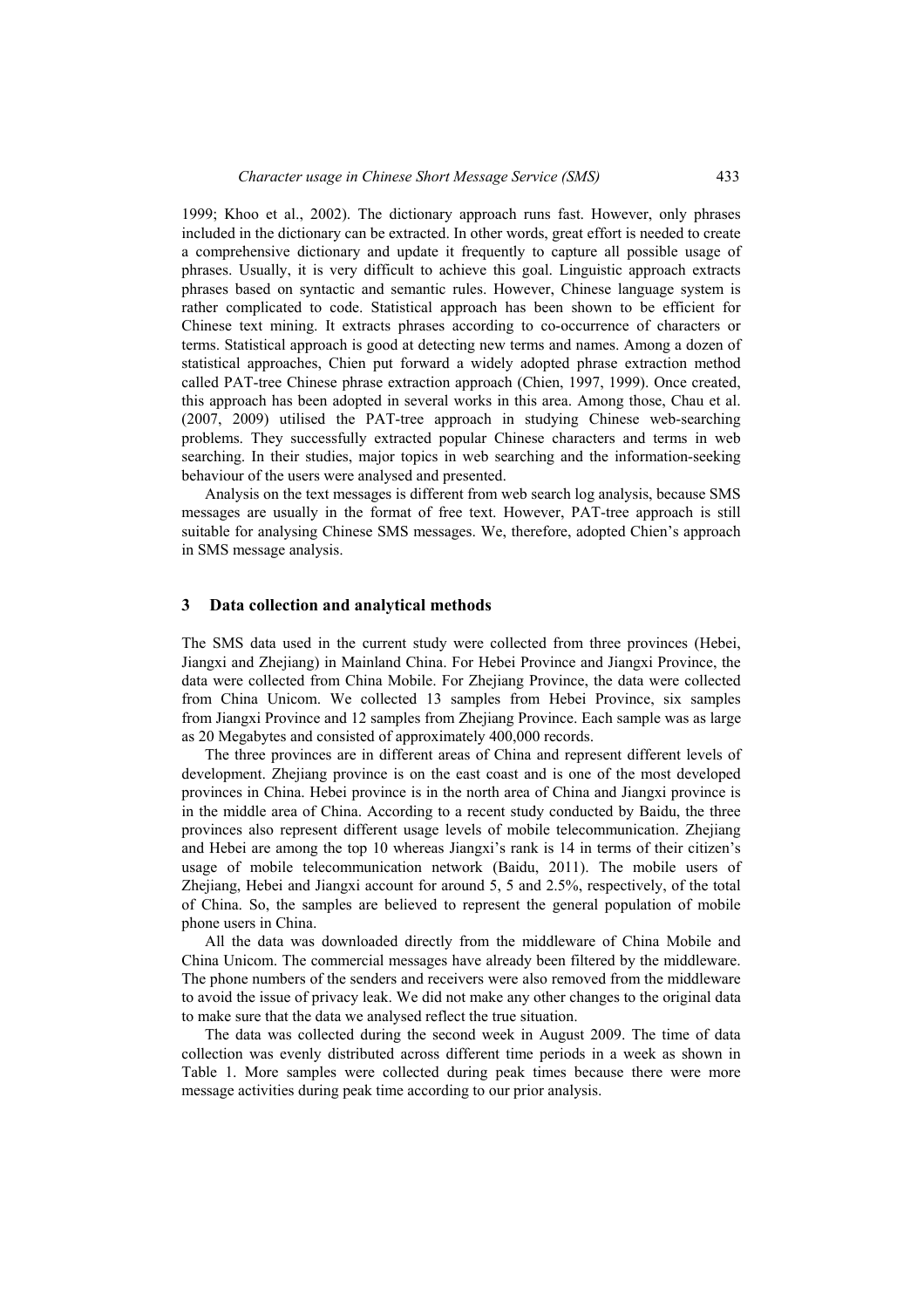1999; Khoo et al., 2002). The dictionary approach runs fast. However, only phrases included in the dictionary can be extracted. In other words, great effort is needed to create a comprehensive dictionary and update it frequently to capture all possible usage of phrases. Usually, it is very difficult to achieve this goal. Linguistic approach extracts phrases based on syntactic and semantic rules. However, Chinese language system is rather complicated to code. Statistical approach has been shown to be efficient for Chinese text mining. It extracts phrases according to co-occurrence of characters or terms. Statistical approach is good at detecting new terms and names. Among a dozen of statistical approaches, Chien put forward a widely adopted phrase extraction method called PAT-tree Chinese phrase extraction approach (Chien, 1997, 1999). Once created, this approach has been adopted in several works in this area. Among those, Chau et al. (2007, 2009) utilised the PAT-tree approach in studying Chinese web-searching problems. They successfully extracted popular Chinese characters and terms in web searching. In their studies, major topics in web searching and the information-seeking behaviour of the users were analysed and presented.

Analysis on the text messages is different from web search log analysis, because SMS messages are usually in the format of free text. However, PAT-tree approach is still suitable for analysing Chinese SMS messages. We, therefore, adopted Chien's approach in SMS message analysis.

## 3 Data collection and analytical methods

The SMS data used in the current study were collected from three provinces (Hebei, Jiangxi and Zhejiang) in Mainland China. For Hebei Province and Jiangxi Province, the data were collected from China Mobile. For Zhejiang Province, the data were collected from China Unicom. We collected 13 samples from Hebei Province, six samples from Jiangxi Province and 12 samples from Zhejiang Province. Each sample was as large as 20 Megabytes and consisted of approximately 400,000 records.

The three provinces are in different areas of China and represent different levels of development. Zhejiang province is on the east coast and is one of the most developed provinces in China. Hebei province is in the north area of China and Jiangxi province is in the middle area of China. According to a recent study conducted by Baidu, the three provinces also represent different usage levels of mobile telecommunication. Zhejiang and Hebei are among the top 10 whereas Jiangxi's rank is 14 in terms of their citizen's usage of mobile telecommunication network (Baidu, 2011). The mobile users of Zhejiang, Hebei and Jiangxi account for around 5, 5 and 2.5%, respectively, of the total of China. So, the samples are believed to represent the general population of mobile phone users in China.

All the data was downloaded directly from the middleware of China Mobile and China Unicom. The commercial messages have already been filtered by the middleware. The phone numbers of the senders and receivers were also removed from the middleware to avoid the issue of privacy leak. We did not make any other changes to the original data to make sure that the data we analysed reflect the true situation.

The data was collected during the second week in August 2009. The time of data collection was evenly distributed across different time periods in a week as shown in Table 1. More samples were collected during peak times because there were more message activities during peak time according to our prior analysis.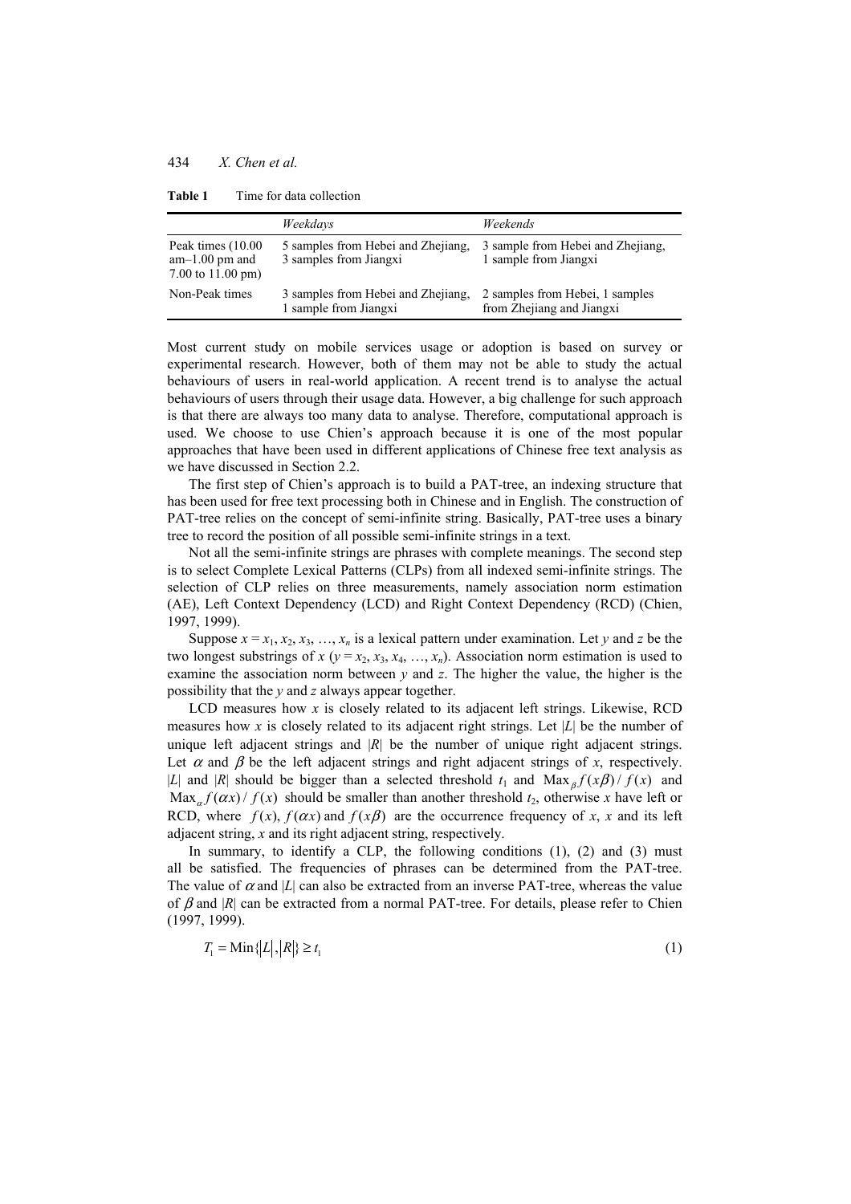**Table 1** Time for data collection

| | *Weekdays* | *Weekends* |
|---|---|---|
| Peak times (10.00 am–1.00 pm and 7.00 to 11.00 pm) | 5 samples from Hebei and Zhejiang, 3 samples from Jiangxi | 3 sample from Hebei and Zhejiang, 1 sample from Jiangxi |
| Non-Peak times | 3 samples from Hebei and Zhejiang, 1 sample from Jiangxi | 2 samples from Hebei, 1 samples from Zhejiang and Jiangxi |

Most current study on mobile services usage or adoption is based on survey or experimental research. However, both of them may not be able to study the actual behaviours of users in real-world application. A recent trend is to analyse the actual behaviours of users through their usage data. However, a big challenge for such approach is that there are always too many data to analyse. Therefore, computational approach is used. We choose to use Chien's approach because it is one of the most popular approaches that have been used in different applications of Chinese free text analysis as we have discussed in Section 2.2.

The first step of Chien's approach is to build a PAT-tree, an indexing structure that has been used for free text processing both in Chinese and in English. The construction of PAT-tree relies on the concept of semi-infinite string. Basically, PAT-tree uses a binary tree to record the position of all possible semi-infinite strings in a text.

Not all the semi-infinite strings are phrases with complete meanings. The second step is to select Complete Lexical Patterns (CLPs) from all indexed semi-infinite strings. The selection of CLP relies on three measurements, namely association norm estimation (AE), Left Context Dependency (LCD) and Right Context Dependency (RCD) (Chien, 1997, 1999).

Suppose $x = x_1, x_2, x_3, \ldots, x_n$ is a lexical pattern under examination. Let $y$ and $z$ be the two longest substrings of $x$ ($y = x_2, x_3, x_4, \ldots, x_n$). Association norm estimation is used to examine the association norm between $y$ and $z$. The higher the value, the higher is the possibility that the $y$ and $z$ always appear together.

LCD measures how $x$ is closely related to its adjacent left strings. Likewise, RCD measures how $x$ is closely related to its adjacent right strings. Let $|L|$ be the number of unique left adjacent strings and $|R|$ be the number of unique right adjacent strings. Let $\alpha$ and $\beta$ be the left adjacent strings and right adjacent strings of $x$, respectively. $|L|$ and $|R|$ should be bigger than a selected threshold $t_1$ and $\text{Max}_{\beta} f(x\beta)/f(x)$ and $\text{Max}_{\alpha} f(\alpha x)/f(x)$ should be smaller than another threshold $t_2$, otherwise $x$ have left or RCD, where $f(x)$, $f(\alpha x)$ and $f(x\beta)$ are the occurrence frequency of $x$, $x$ and its left adjacent string, $x$ and its right adjacent string, respectively.

In summary, to identify a CLP, the following conditions (1), (2) and (3) must all be satisfied. The frequencies of phrases can be determined from the PAT-tree. The value of $\alpha$ and $|L|$ can also be extracted from an inverse PAT-tree, whereas the value of $\beta$ and $|R|$ can be extracted from a normal PAT-tree. For details, please refer to Chien (1997, 1999).

$$T_1 = \text{Min}\{|L|, |R|\} \geq t_1 \tag{1}$$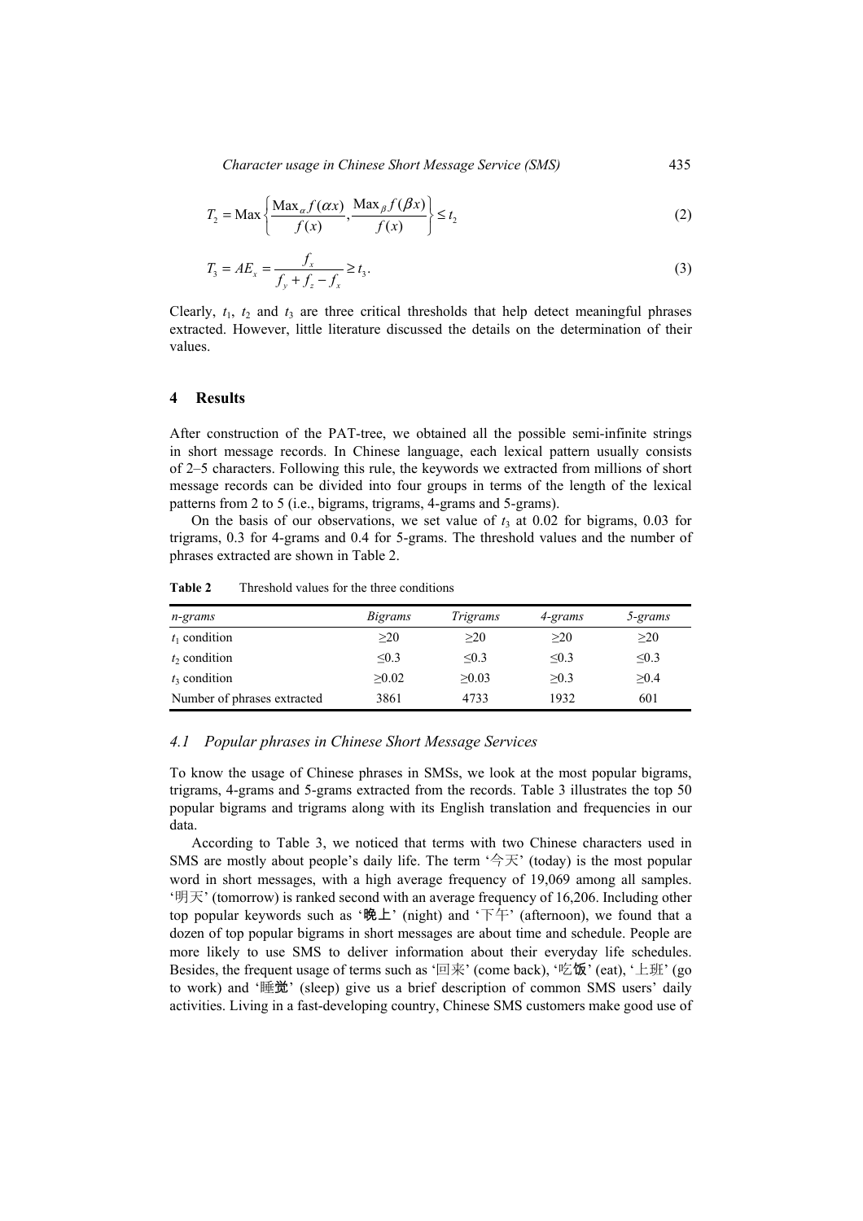$$T_2 = \text{Max}\left\{\frac{\text{Max}_\alpha f(\alpha x)}{f(x)}, \frac{\text{Max}_\beta f(\beta x)}{f(x)}\right\} \leq t_2 \tag{2}$$

$$T_3 = AE_x = \frac{f_x}{f_y + f_z - f_x} \geq t_3. \tag{3}$$

Clearly, $t_1$, $t_2$ and $t_3$ are three critical thresholds that help detect meaningful phrases extracted. However, little literature discussed the details on the determination of their values.

## 4 Results

After construction of the PAT-tree, we obtained all the possible semi-infinite strings in short message records. In Chinese language, each lexical pattern usually consists of 2–5 characters. Following this rule, the keywords we extracted from millions of short message records can be divided into four groups in terms of the length of the lexical patterns from 2 to 5 (i.e., bigrams, trigrams, 4-grams and 5-grams).

On the basis of our observations, we set value of $t_3$ at 0.02 for bigrams, 0.03 for trigrams, 0.3 for 4-grams and 0.4 for 5-grams. The threshold values and the number of phrases extracted are shown in Table 2.

**Table 2** Threshold values for the three conditions

| *n-grams* | *Bigrams* | *Trigrams* | *4-grams* | *5-grams* |
|---|---|---|---|---|
| $t_1$ condition | ≥20 | ≥20 | ≥20 | ≥20 |
| $t_2$ condition | ≤0.3 | ≤0.3 | ≤0.3 | ≤0.3 |
| $t_3$ condition | ≥0.02 | ≥0.03 | ≥0.3 | ≥0.4 |
| Number of phrases extracted | 3861 | 4733 | 1932 | 601 |

### 4.1 Popular phrases in Chinese Short Message Services

To know the usage of Chinese phrases in SMSs, we look at the most popular bigrams, trigrams, 4-grams and 5-grams extracted from the records. Table 3 illustrates the top 50 popular bigrams and trigrams along with its English translation and frequencies in our data.

According to Table 3, we noticed that terms with two Chinese characters used in SMS are mostly about people's daily life. The term '今天' (today) is the most popular word in short messages, with a high average frequency of 19,069 among all samples. '明天' (tomorrow) is ranked second with an average frequency of 16,206. Including other top popular keywords such as '晚上' (night) and '下午' (afternoon), we found that a dozen of top popular bigrams in short messages are about time and schedule. People are more likely to use SMS to deliver information about their everyday life schedules. Besides, the frequent usage of terms such as '回来' (come back), '吃饭' (eat), '上班' (go to work) and '睡觉' (sleep) give us a brief description of common SMS users' daily activities. Living in a fast-developing country, Chinese SMS customers make good use of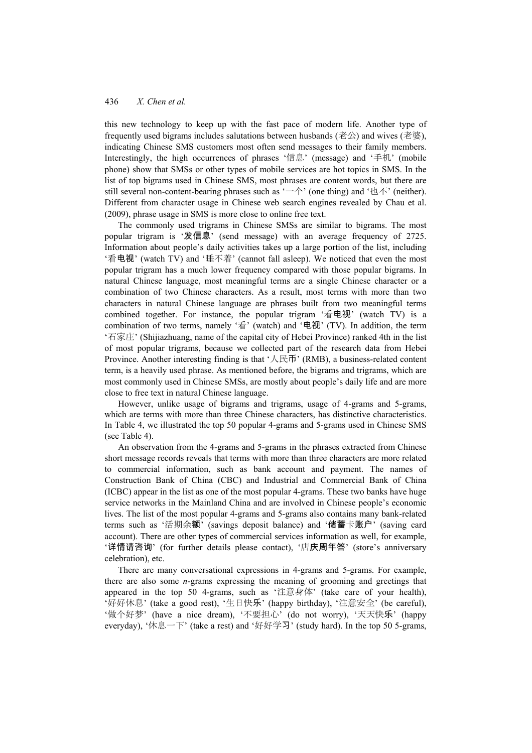this new technology to keep up with the fast pace of modern life. Another type of frequently used bigrams includes salutations between husbands (老公) and wives (老婆), indicating Chinese SMS customers most often send messages to their family members. Interestingly, the high occurrences of phrases '信息' (message) and '手机' (mobile phone) show that SMSs or other types of mobile services are hot topics in SMS. In the list of top bigrams used in Chinese SMS, most phrases are content words, but there are still several non-content-bearing phrases such as '一个' (one thing) and '也不' (neither). Different from character usage in Chinese web search engines revealed by Chau et al. (2009), phrase usage in SMS is more close to online free text.

The commonly used trigrams in Chinese SMSs are similar to bigrams. The most popular trigram is '发信息' (send message) with an average frequency of 2725. Information about people's daily activities takes up a large portion of the list, including '看电视' (watch TV) and '睡不着' (cannot fall asleep). We noticed that even the most popular trigram has a much lower frequency compared with those popular bigrams. In natural Chinese language, most meaningful terms are a single Chinese character or a combination of two Chinese characters. As a result, most terms with more than two characters in natural Chinese language are phrases built from two meaningful terms combined together. For instance, the popular trigram '看电视' (watch TV) is a combination of two terms, namely '看' (watch) and '电视' (TV). In addition, the term '石家庄' (Shijiazhuang, name of the capital city of Hebei Province) ranked 4th in the list of most popular trigrams, because we collected part of the research data from Hebei Province. Another interesting finding is that '人民币' (RMB), a business-related content term, is a heavily used phrase. As mentioned before, the bigrams and trigrams, which are most commonly used in Chinese SMSs, are mostly about people's daily life and are more close to free text in natural Chinese language.

However, unlike usage of bigrams and trigrams, usage of 4-grams and 5-grams, which are terms with more than three Chinese characters, has distinctive characteristics. In Table 4, we illustrated the top 50 popular 4-grams and 5-grams used in Chinese SMS (see Table 4).

An observation from the 4-grams and 5-grams in the phrases extracted from Chinese short message records reveals that terms with more than three characters are more related to commercial information, such as bank account and payment. The names of Construction Bank of China (CBC) and Industrial and Commercial Bank of China (ICBC) appear in the list as one of the most popular 4-grams. These two banks have huge service networks in the Mainland China and are involved in Chinese people's economic lives. The list of the most popular 4-grams and 5-grams also contains many bank-related terms such as '活期余额' (savings deposit balance) and '储蓄卡账户' (saving card account). There are other types of commercial services information as well, for example, '详情请咨询' (for further details please contact), '店庆周年答' (store's anniversary celebration), etc.

There are many conversational expressions in 4-grams and 5-grams. For example, there are also some *n*-grams expressing the meaning of grooming and greetings that appeared in the top 50 4-grams, such as '注意身体' (take care of your health), '好好休息' (take a good rest), '生日快乐' (happy birthday), '注意安全' (be careful), '做个好梦' (have a nice dream), '不要担心' (do not worry), '天天快乐' (happy everyday), '休息一下' (take a rest) and '好好学习' (study hard). In the top 50 5-grams,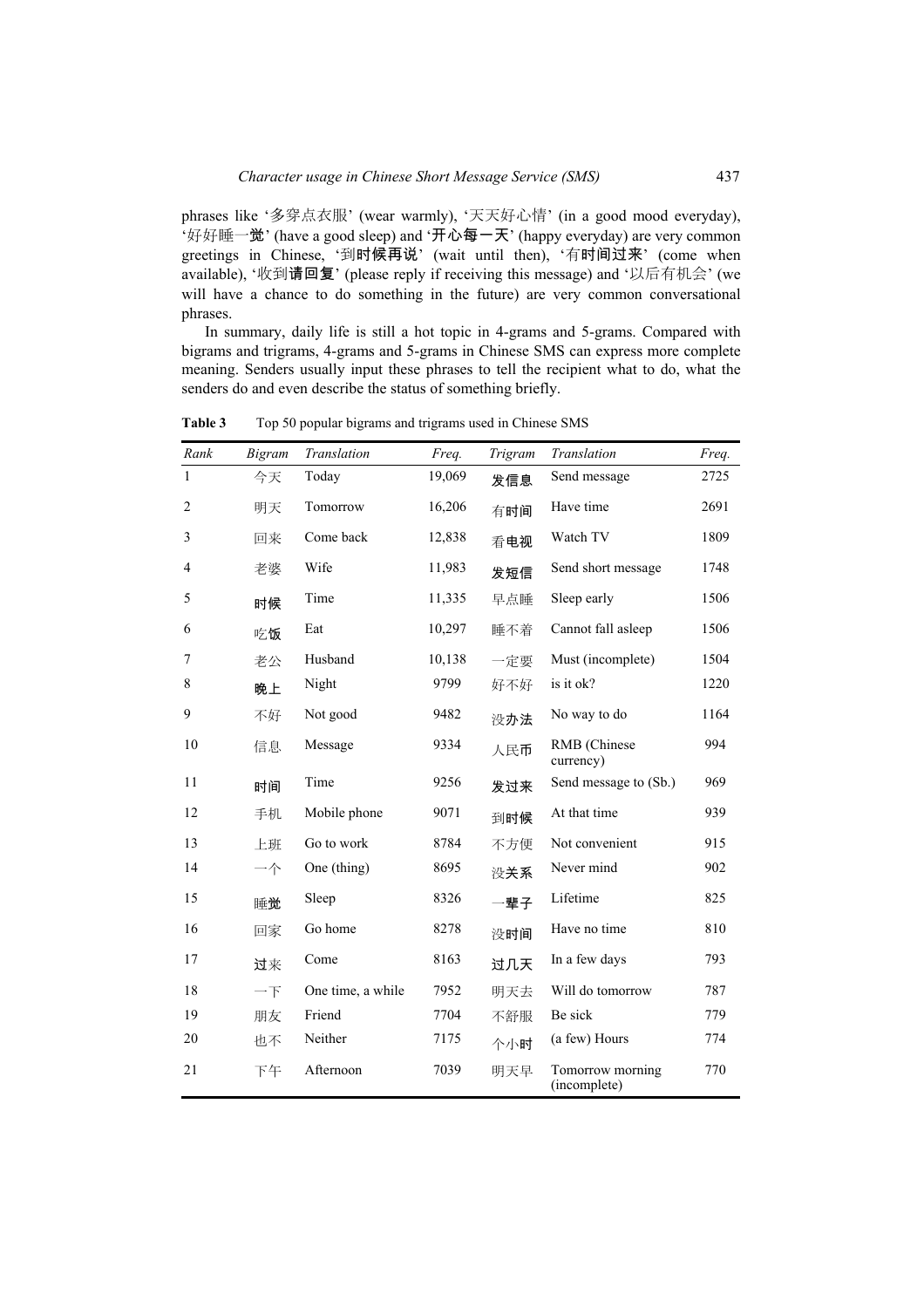phrases like '多穿点衣服' (wear warmly), '天天好心情' (in a good mood everyday), '好好睡一觉' (have a good sleep) and '开心每一天' (happy everyday) are very common greetings in Chinese, '到时候再说' (wait until then), '有时间过来' (come when available), '收到请回复' (please reply if receiving this message) and '以后有机会' (we will have a chance to do something in the future) are very common conversational phrases.

In summary, daily life is still a hot topic in 4-grams and 5-grams. Compared with bigrams and trigrams, 4-grams and 5-grams in Chinese SMS can express more complete meaning. Senders usually input these phrases to tell the recipient what to do, what the senders do and even describe the status of something briefly.

**Table 3** Top 50 popular bigrams and trigrams used in Chinese SMS

| *Rank* | *Bigram* | *Translation* | *Freq.* | *Trigram* | *Translation* | *Freq.* |
|---|---|---|---|---|---|---|
| 1 | 今天 | Today | 19,069 | 发信息 | Send message | 2725 |
| 2 | 明天 | Tomorrow | 16,206 | 有时间 | Have time | 2691 |
| 3 | 回来 | Come back | 12,838 | 看电视 | Watch TV | 1809 |
| 4 | 老婆 | Wife | 11,983 | 发短信 | Send short message | 1748 |
| 5 | 时候 | Time | 11,335 | 早点睡 | Sleep early | 1506 |
| 6 | 吃饭 | Eat | 10,297 | 睡不着 | Cannot fall asleep | 1506 |
| 7 | 老公 | Husband | 10,138 | 一定要 | Must (incomplete) | 1504 |
| 8 | 晚上 | Night | 9799 | 好不好 | is it ok? | 1220 |
| 9 | 不好 | Not good | 9482 | 没办法 | No way to do | 1164 |
| 10 | 信息 | Message | 9334 | 人民币 | RMB (Chinese currency) | 994 |
| 11 | 时间 | Time | 9256 | 发过来 | Send message to (Sb.) | 969 |
| 12 | 手机 | Mobile phone | 9071 | 到时候 | At that time | 939 |
| 13 | 上班 | Go to work | 8784 | 不方便 | Not convenient | 915 |
| 14 | 一个 | One (thing) | 8695 | 没关系 | Never mind | 902 |
| 15 | 睡觉 | Sleep | 8326 | 一辈子 | Lifetime | 825 |
| 16 | 回家 | Go home | 8278 | 没时间 | Have no time | 810 |
| 17 | 过来 | Come | 8163 | 过几天 | In a few days | 793 |
| 18 | 一下 | One time, a while | 7952 | 明天去 | Will do tomorrow | 787 |
| 19 | 朋友 | Friend | 7704 | 不舒服 | Be sick | 779 |
| 20 | 也不 | Neither | 7175 | 个小时 | (a few) Hours | 774 |
| 21 | 下午 | Afternoon | 7039 | 明天早 | Tomorrow morning (incomplete) | 770 |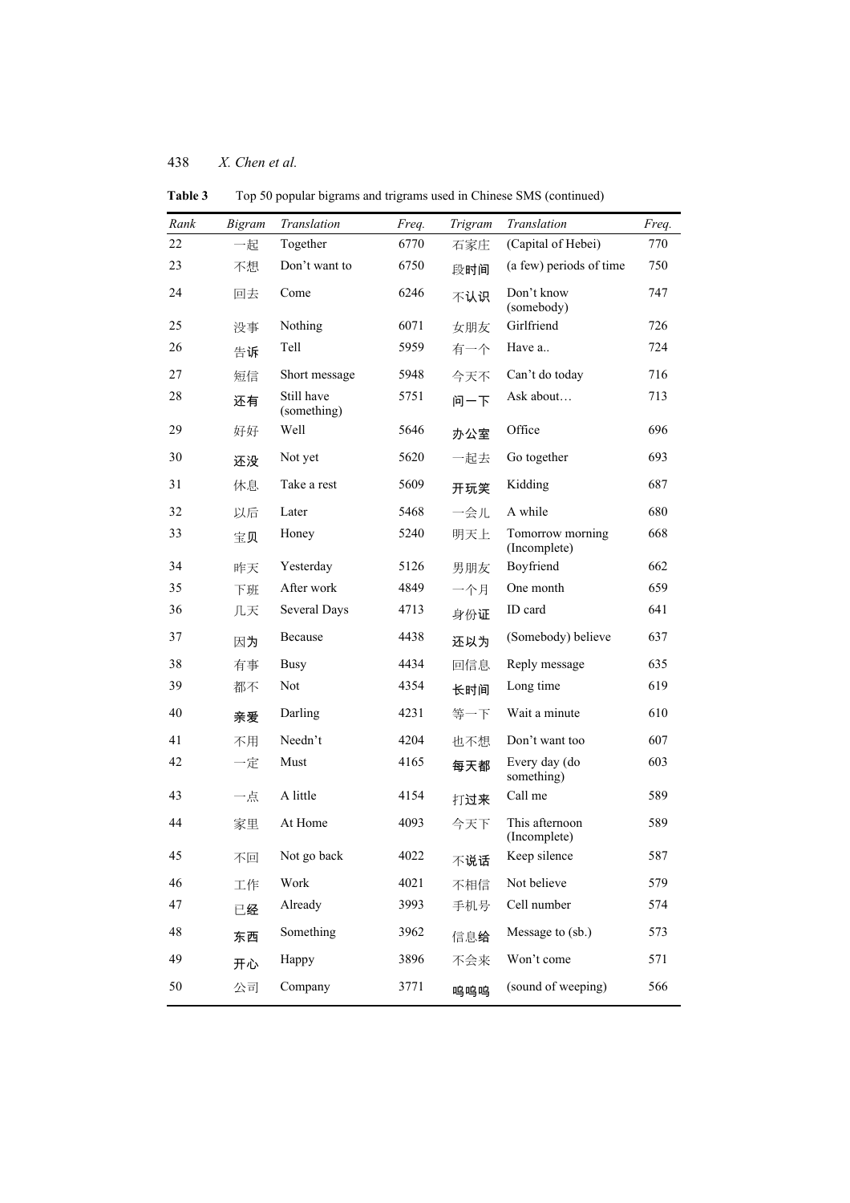**Table 3** Top 50 popular bigrams and trigrams used in Chinese SMS (continued)

| *Rank* | *Bigram* | *Translation* | *Freq.* | *Trigram* | *Translation* | *Freq.* |
|---|---|---|---|---|---|---|
| 22 | 一起 | Together | 6770 | 石家庄 | (Capital of Hebei) | 770 |
| 23 | 不想 | Don't want to | 6750 | 段时间 | (a few) periods of time | 750 |
| 24 | 回去 | Come | 6246 | 不认识 | Don't know (somebody) | 747 |
| 25 | 没事 | Nothing | 6071 | 女朋友 | Girlfriend | 726 |
| 26 | 告诉 | Tell | 5959 | 有一个 | Have a.. | 724 |
| 27 | 短信 | Short message | 5948 | 今天不 | Can't do today | 716 |
| 28 | 还有 | Still have (something) | 5751 | 问一下 | Ask about… | 713 |
| 29 | 好好 | Well | 5646 | 办公室 | Office | 696 |
| 30 | 还没 | Not yet | 5620 | 一起去 | Go together | 693 |
| 31 | 休息 | Take a rest | 5609 | 开玩笑 | Kidding | 687 |
| 32 | 以后 | Later | 5468 | 一会儿 | A while | 680 |
| 33 | 宝贝 | Honey | 5240 | 明天上 | Tomorrow morning (Incomplete) | 668 |
| 34 | 昨天 | Yesterday | 5126 | 男朋友 | Boyfriend | 662 |
| 35 | 下班 | After work | 4849 | 一个月 | One month | 659 |
| 36 | 几天 | Several Days | 4713 | 身份证 | ID card | 641 |
| 37 | 因为 | Because | 4438 | 还以为 | (Somebody) believe | 637 |
| 38 | 有事 | Busy | 4434 | 回信息 | Reply message | 635 |
| 39 | 都不 | Not | 4354 | 长时间 | Long time | 619 |
| 40 | 亲爱 | Darling | 4231 | 等一下 | Wait a minute | 610 |
| 41 | 不用 | Needn't | 4204 | 也不想 | Don't want too | 607 |
| 42 | 一定 | Must | 4165 | 每天都 | Every day (do something) | 603 |
| 43 | 一点 | A little | 4154 | 打过来 | Call me | 589 |
| 44 | 家里 | At Home | 4093 | 今天下 | This afternoon (Incomplete) | 589 |
| 45 | 不回 | Not go back | 4022 | 不说话 | Keep silence | 587 |
| 46 | 工作 | Work | 4021 | 不相信 | Not believe | 579 |
| 47 | 已经 | Already | 3993 | 手机号 | Cell number | 574 |
| 48 | 东西 | Something | 3962 | 信息给 | Message to (sb.) | 573 |
| 49 | 开心 | Happy | 3896 | 不会来 | Won't come | 571 |
| 50 | 公司 | Company | 3771 | 呜呜呜 | (sound of weeping) | 566 |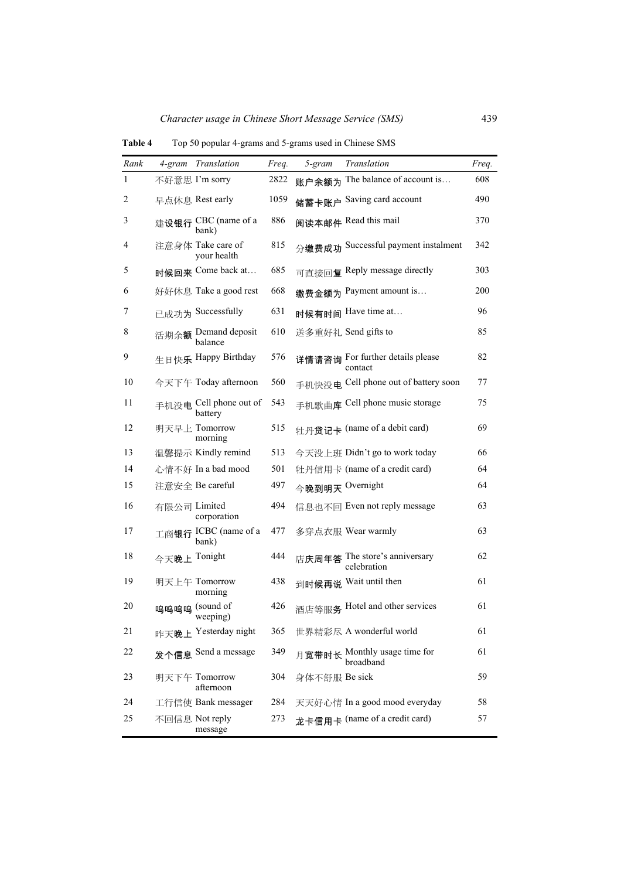**Table 4** Top 50 popular 4-grams and 5-grams used in Chinese SMS

| *Rank* | *4-gram* | *Translation* | *Freq.* | *5-gram* | *Translation* | *Freq.* |
|---|---|---|---|---|---|---|
| 1 | 不好意思 | I'm sorry | 2822 | 账户余额为 | The balance of account is… | 608 |
| 2 | 早点休息 | Rest early | 1059 | 储蓄卡账户 | Saving card account | 490 |
| 3 | 建设银行 | CBC (name of a bank) | 886 | 阅读本邮件 | Read this mail | 370 |
| 4 | 注意身体 | Take care of your health | 815 | 分缴费成功 | Successful payment instalment | 342 |
| 5 | 时候回来 | Come back at… | 685 | 可直接回复 | Reply message directly | 303 |
| 6 | 好好休息 | Take a good rest | 668 | 缴费金额为 | Payment amount is… | 200 |
| 7 | 已成功为 | Successfully | 631 | 时候有时间 | Have time at… | 96 |
| 8 | 活期余额 | Demand deposit balance | 610 | 送多重好礼 | Send gifts to | 85 |
| 9 | 生日快乐 | Happy Birthday | 576 | 详情请咨询 | For further details please contact | 82 |
| 10 | 今天下午 | Today afternoon | 560 | 手机快没电 | Cell phone out of battery soon | 77 |
| 11 | 手机没电 | Cell phone out of battery | 543 | 手机歌曲库 | Cell phone music storage | 75 |
| 12 | 明天早上 | Tomorrow morning | 515 | 牡丹贷记卡 | (name of a debit card) | 69 |
| 13 | 温馨提示 | Kindly remind | 513 | 今天没上班 | Didn't go to work today | 66 |
| 14 | 心情不好 | In a bad mood | 501 | 牡丹信用卡 | (name of a credit card) | 64 |
| 15 | 注意安全 | Be careful | 497 | 今晚到明天 | Overnight | 64 |
| 16 | 有限公司 | Limited corporation | 494 | 信息也不回 | Even not reply message | 63 |
| 17 | 工商银行 | ICBC (name of a bank) | 477 | 多穿点衣服 | Wear warmly | 63 |
| 18 | 今天晚上 | Tonight | 444 | 店庆周年答 | The store's anniversary celebration | 62 |
| 19 | 明天上午 | Tomorrow morning | 438 | 到时候再说 | Wait until then | 61 |
| 20 | 呜呜呜呜 | (sound of weeping) | 426 | 酒店等服务 | Hotel and other services | 61 |
| 21 | 昨天晚上 | Yesterday night | 365 | 世界精彩尽 | A wonderful world | 61 |
| 22 | 发个信息 | Send a message | 349 | 月宽带时长 | Monthly usage time for broadband | 61 |
| 23 | 明天下午 | Tomorrow afternoon | 304 | 身体不舒服 | Be sick | 59 |
| 24 | 工行信使 | Bank messager | 284 | 天天好心情 | In a good mood everyday | 58 |
| 25 | 不回信息 | Not reply message | 273 | 龙卡信用卡 | (name of a credit card) | 57 |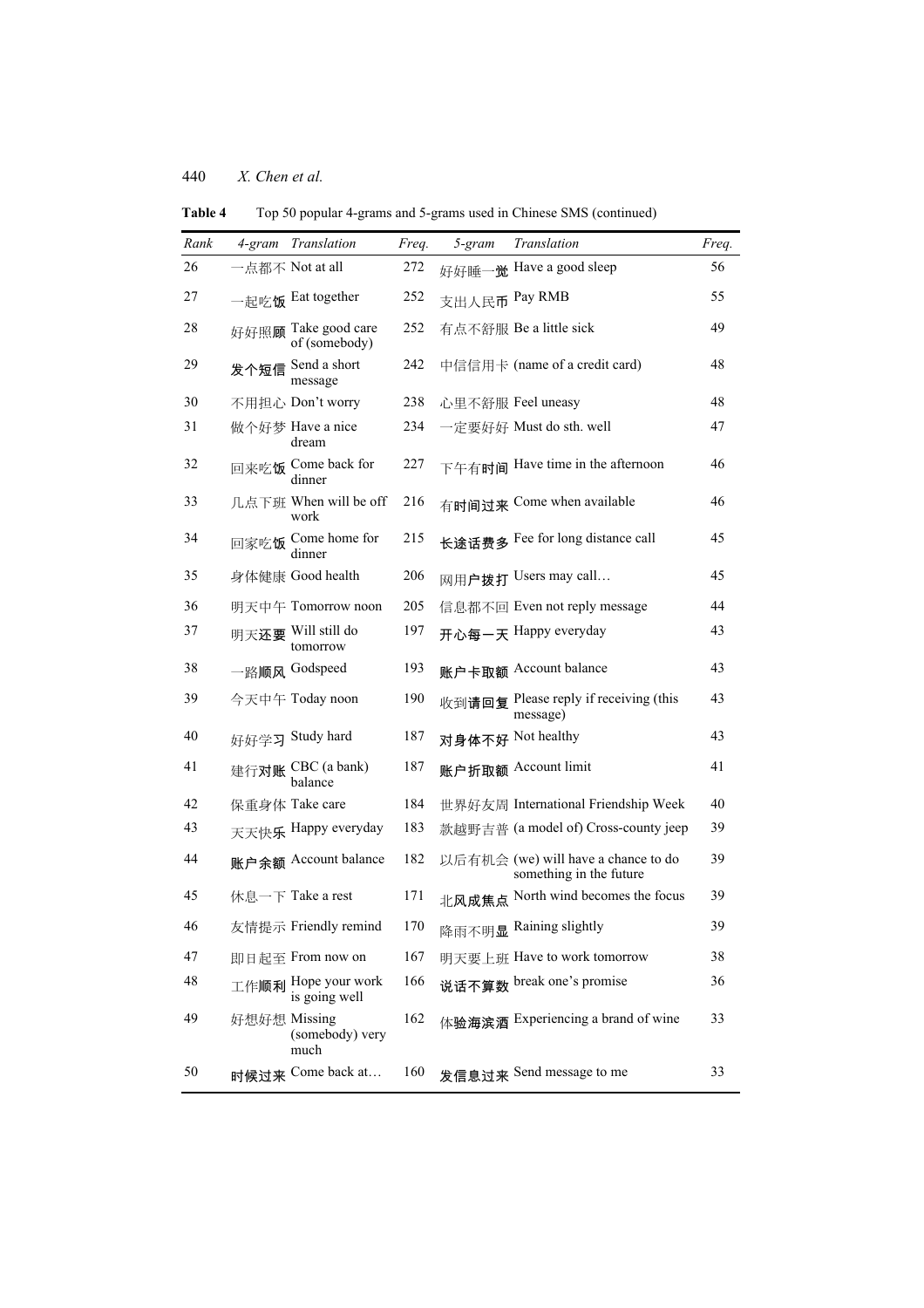**Table 4** Top 50 popular 4-grams and 5-grams used in Chinese SMS (continued)

| *Rank* | *4-gram* | *Translation* | *Freq.* | *5-gram* | *Translation* | *Freq.* |
|---|---|---|---|---|---|---|
| 26 | 一点都不 | Not at all | 272 | 好好睡一觉 | Have a good sleep | 56 |
| 27 | 一起吃饭 | Eat together | 252 | 支出人民币 | Pay RMB | 55 |
| 28 | 好好照顾 | Take good care of (somebody) | 252 | 有点不舒服 | Be a little sick | 49 |
| 29 | 发个短信 | Send a short message | 242 | 中信信用卡 | (name of a credit card) | 48 |
| 30 | 不用担心 | Don't worry | 238 | 心里不舒服 | Feel uneasy | 48 |
| 31 | 做个好梦 | Have a nice dream | 234 | 一定要好好 | Must do sth. well | 47 |
| 32 | 回来吃饭 | Come back for dinner | 227 | 下午有时间 | Have time in the afternoon | 46 |
| 33 | 几点下班 | When will be off work | 216 | 有时间过来 | Come when available | 46 |
| 34 | 回家吃饭 | Come home for dinner | 215 | 长途话费多 | Fee for long distance call | 45 |
| 35 | 身体健康 | Good health | 206 | 网用户拨打 | Users may call… | 45 |
| 36 | 明天中午 | Tomorrow noon | 205 | 信息都不回 | Even not reply message | 44 |
| 37 | 明天还要 | Will still do tomorrow | 197 | 开心每一天 | Happy everyday | 43 |
| 38 | 一路顺风 | Godspeed | 193 | 账户卡取额 | Account balance | 43 |
| 39 | 今天中午 | Today noon | 190 | 收到请回复 | Please reply if receiving (this message) | 43 |
| 40 | 好好学习 | Study hard | 187 | 对身体不好 | Not healthy | 43 |
| 41 | 建行对账 | CBC (a bank) balance | 187 | 账户折取额 | Account limit | 41 |
| 42 | 保重身体 | Take care | 184 | 世界好友周 | International Friendship Week | 40 |
| 43 | 天天快乐 | Happy everyday | 183 | 款越野吉普 | (a model of) Cross-county jeep | 39 |
| 44 | 账户余额 | Account balance | 182 | 以后有机会 | (we) will have a chance to do something in the future | 39 |
| 45 | 休息一下 | Take a rest | 171 | 北风成焦点 | North wind becomes the focus | 39 |
| 46 | 友情提示 | Friendly remind | 170 | 降雨不明显 | Raining slightly | 39 |
| 47 | 即日起至 | From now on | 167 | 明天要上班 | Have to work tomorrow | 38 |
| 48 | 工作顺利 | Hope your work is going well | 166 | 说话不算数 | break one's promise | 36 |
| 49 | 好想好想 | Missing (somebody) very much | 162 | 体验海滨酒 | Experiencing a brand of wine | 33 |
| 50 | 时候过来 | Come back at… | 160 | 发信息过来 | Send message to me | 33 |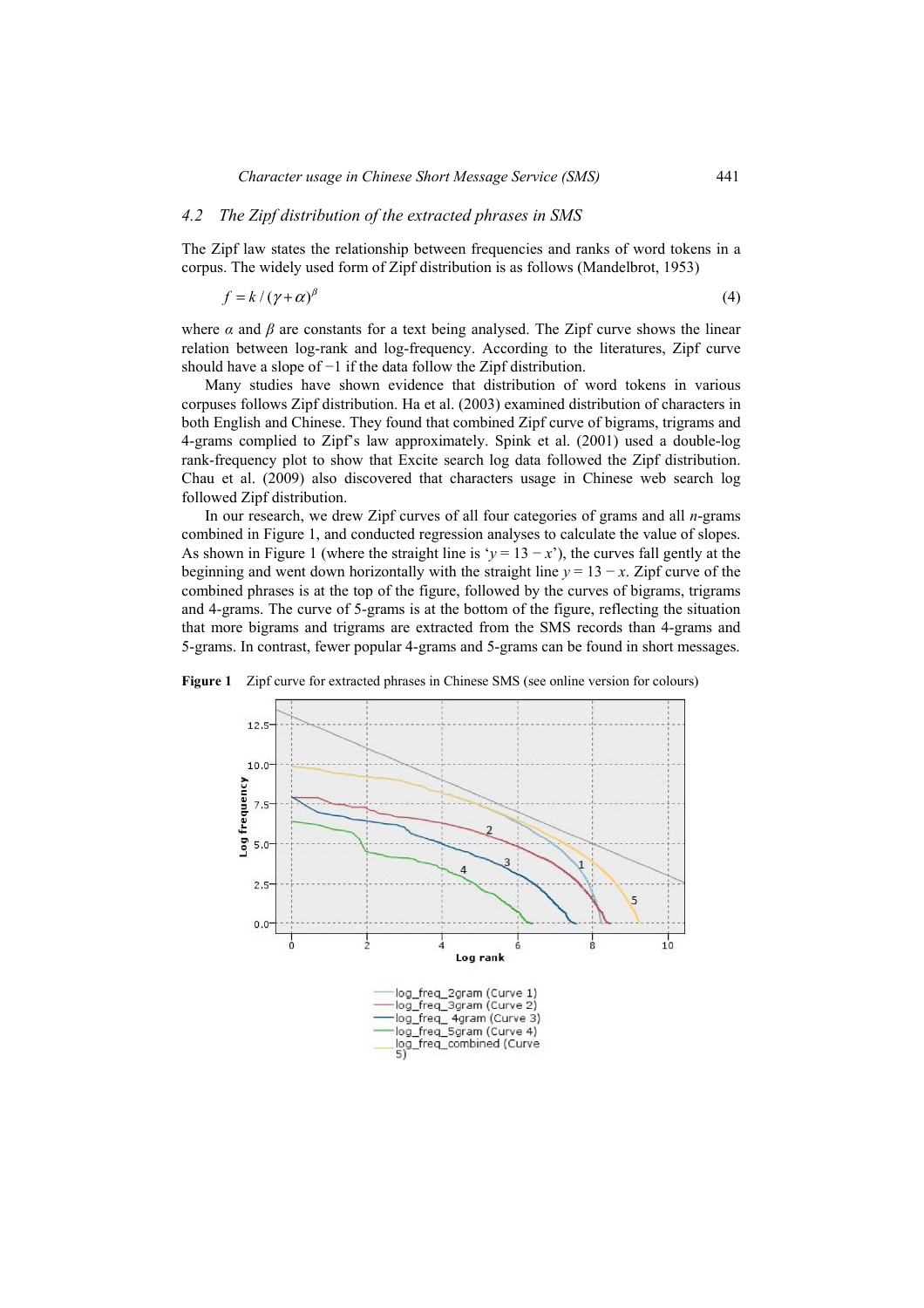### 4.2 *The Zipf distribution of the extracted phrases in SMS*

The Zipf law states the relationship between frequencies and ranks of word tokens in a corpus. The widely used form of Zipf distribution is as follows (Mandelbrot, 1953)

$$f = k / (\gamma + \alpha)^{\beta} \tag{4}$$

where $\alpha$ and $\beta$ are constants for a text being analysed. The Zipf curve shows the linear relation between log-rank and log-frequency. According to the literatures, Zipf curve should have a slope of −1 if the data follow the Zipf distribution.

Many studies have shown evidence that distribution of word tokens in various corpuses follows Zipf distribution. Ha et al. (2003) examined distribution of characters in both English and Chinese. They found that combined Zipf curve of bigrams, trigrams and 4-grams complied to Zipf's law approximately. Spink et al. (2001) used a double-log rank-frequency plot to show that Excite search log data followed the Zipf distribution. Chau et al. (2009) also discovered that characters usage in Chinese web search log followed Zipf distribution.

In our research, we drew Zipf curves of all four categories of grams and all *n*-grams combined in Figure 1, and conducted regression analyses to calculate the value of slopes. As shown in Figure 1 (where the straight line is '$y = 13 - x$'), the curves fall gently at the beginning and went down horizontally with the straight line $y = 13 - x$. Zipf curve of the combined phrases is at the top of the figure, followed by the curves of bigrams, trigrams and 4-grams. The curve of 5-grams is at the bottom of the figure, reflecting the situation that more bigrams and trigrams are extracted from the SMS records than 4-grams and 5-grams. In contrast, fewer popular 4-grams and 5-grams can be found in short messages.

**Figure 1** Zipf curve for extracted phrases in Chinese SMS (see online version for colours)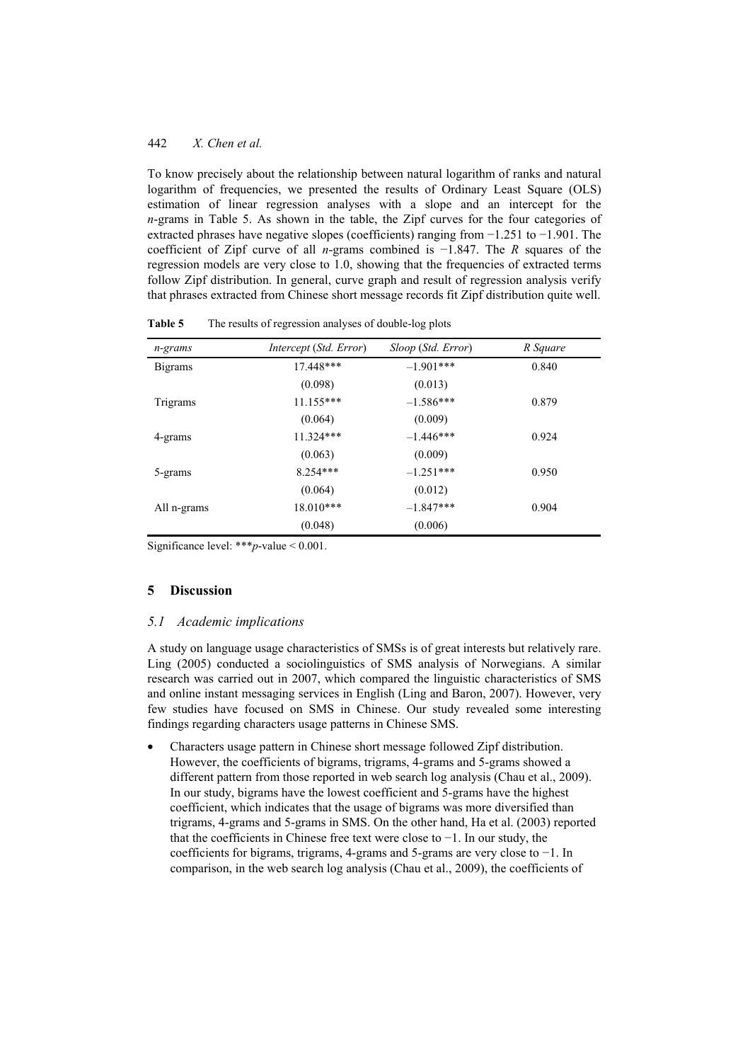To know precisely about the relationship between natural logarithm of ranks and natural logarithm of frequencies, we presented the results of Ordinary Least Square (OLS) estimation of linear regression analyses with a slope and an intercept for the *n*-grams in Table 5. As shown in the table, the Zipf curves for the four categories of extracted phrases have negative slopes (coefficients) ranging from −1.251 to −1.901. The coefficient of Zipf curve of all *n*-grams combined is −1.847. The *R* squares of the regression models are very close to 1.0, showing that the frequencies of extracted terms follow Zipf distribution. In general, curve graph and result of regression analysis verify that phrases extracted from Chinese short message records fit Zipf distribution quite well.

**Table 5** The results of regression analyses of double-log plots

| *n-grams* | *Intercept* (*Std. Error*) | *Sloop* (*Std. Error*) | *R Square* |
|---|---|---|---|
| Bigrams | 17.448*** | −1.901*** | 0.840 |
| | (0.098) | (0.013) | |
| Trigrams | 11.155*** | −1.586*** | 0.879 |
| | (0.064) | (0.009) | |
| 4-grams | 11.324*** | −1.446*** | 0.924 |
| | (0.063) | (0.009) | |
| 5-grams | 8.254*** | −1.251*** | 0.950 |
| | (0.064) | (0.012) | |
| All n-grams | 18.010*** | −1.847*** | 0.904 |
| | (0.048) | (0.006) | |

Significance level: ***$p$-value < 0.001.

## 5 Discussion

### *5.1 Academic implications*

A study on language usage characteristics of SMSs is of great interests but relatively rare. Ling (2005) conducted a sociolinguistics of SMS analysis of Norwegians. A similar research was carried out in 2007, which compared the linguistic characteristics of SMS and online instant messaging services in English (Ling and Baron, 2007). However, very few studies have focused on SMS in Chinese. Our study revealed some interesting findings regarding characters usage patterns in Chinese SMS.

- Characters usage pattern in Chinese short message followed Zipf distribution. However, the coefficients of bigrams, trigrams, 4-grams and 5-grams showed a different pattern from those reported in web search log analysis (Chau et al., 2009). In our study, bigrams have the lowest coefficient and 5-grams have the highest coefficient, which indicates that the usage of bigrams was more diversified than trigrams, 4-grams and 5-grams in SMS. On the other hand, Ha et al. (2003) reported that the coefficients in Chinese free text were close to −1. In our study, the coefficients for bigrams, trigrams, 4-grams and 5-grams are very close to −1. In comparison, in the web search log analysis (Chau et al., 2009), the coefficients of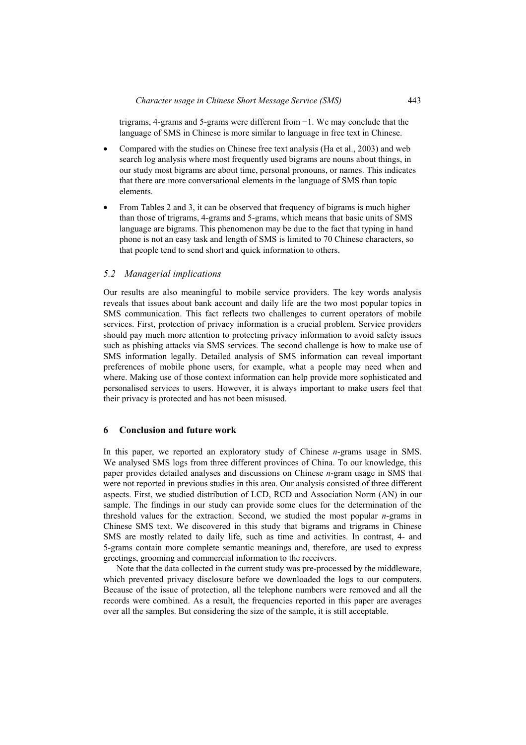trigrams, 4-grams and 5-grams were different from −1. We may conclude that the language of SMS in Chinese is more similar to language in free text in Chinese.

- Compared with the studies on Chinese free text analysis (Ha et al., 2003) and web search log analysis where most frequently used bigrams are nouns about things, in our study most bigrams are about time, personal pronouns, or names. This indicates that there are more conversational elements in the language of SMS than topic elements.
- From Tables 2 and 3, it can be observed that frequency of bigrams is much higher than those of trigrams, 4-grams and 5-grams, which means that basic units of SMS language are bigrams. This phenomenon may be due to the fact that typing in hand phone is not an easy task and length of SMS is limited to 70 Chinese characters, so that people tend to send short and quick information to others.

### 5.2 Managerial implications

Our results are also meaningful to mobile service providers. The key words analysis reveals that issues about bank account and daily life are the two most popular topics in SMS communication. This fact reflects two challenges to current operators of mobile services. First, protection of privacy information is a crucial problem. Service providers should pay much more attention to protecting privacy information to avoid safety issues such as phishing attacks via SMS services. The second challenge is how to make use of SMS information legally. Detailed analysis of SMS information can reveal important preferences of mobile phone users, for example, what a people may need when and where. Making use of those context information can help provide more sophisticated and personalised services to users. However, it is always important to make users feel that their privacy is protected and has not been misused.

## 6 Conclusion and future work

In this paper, we reported an exploratory study of Chinese *n*-grams usage in SMS. We analysed SMS logs from three different provinces of China. To our knowledge, this paper provides detailed analyses and discussions on Chinese *n*-gram usage in SMS that were not reported in previous studies in this area. Our analysis consisted of three different aspects. First, we studied distribution of LCD, RCD and Association Norm (AN) in our sample. The findings in our study can provide some clues for the determination of the threshold values for the extraction. Second, we studied the most popular *n*-grams in Chinese SMS text. We discovered in this study that bigrams and trigrams in Chinese SMS are mostly related to daily life, such as time and activities. In contrast, 4- and 5-grams contain more complete semantic meanings and, therefore, are used to express greetings, grooming and commercial information to the receivers.

Note that the data collected in the current study was pre-processed by the middleware, which prevented privacy disclosure before we downloaded the logs to our computers. Because of the issue of protection, all the telephone numbers were removed and all the records were combined. As a result, the frequencies reported in this paper are averages over all the samples. But considering the size of the sample, it is still acceptable.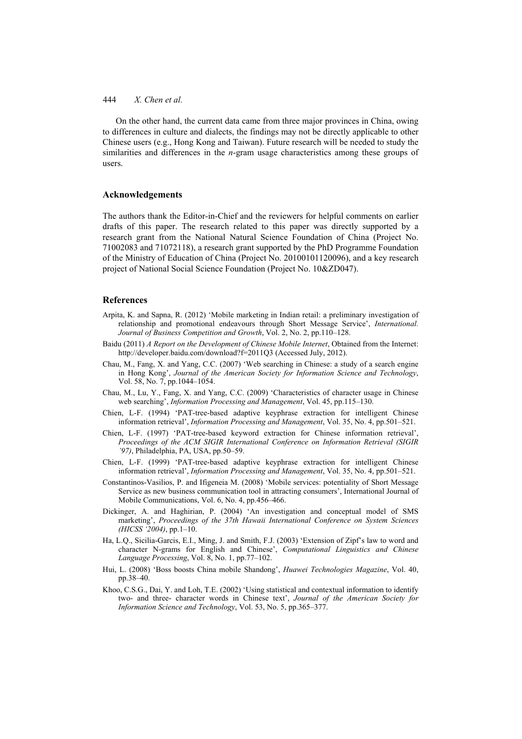On the other hand, the current data came from three major provinces in China, owing to differences in culture and dialects, the findings may not be directly applicable to other Chinese users (e.g., Hong Kong and Taiwan). Future research will be needed to study the similarities and differences in the *n*-gram usage characteristics among these groups of users.

## Acknowledgements

The authors thank the Editor-in-Chief and the reviewers for helpful comments on earlier drafts of this paper. The research related to this paper was directly supported by a research grant from the National Natural Science Foundation of China (Project No. 71002083 and 71072118), a research grant supported by the PhD Programme Foundation of the Ministry of Education of China (Project No. 20100101120096), and a key research project of National Social Science Foundation (Project No. 10&ZD047).

## References

Arpita, K. and Sapna, R. (2012) 'Mobile marketing in Indian retail: a preliminary investigation of relationship and promotional endeavours through Short Message Service', *International. Journal of Business Competition and Growth*, Vol. 2, No. 2, pp.110–128.

Baidu (2011) *A Report on the Development of Chinese Mobile Internet*, Obtained from the Internet: http://developer.baidu.com/download?f=2011Q3 (Accessed July, 2012).

Chau, M., Fang, X. and Yang, C.C. (2007) 'Web searching in Chinese: a study of a search engine in Hong Kong', *Journal of the American Society for Information Science and Technology*, Vol. 58, No. 7, pp.1044–1054.

Chau, M., Lu, Y., Fang, X. and Yang, C.C. (2009) 'Characteristics of character usage in Chinese web searching', *Information Processing and Management*, Vol. 45, pp.115–130.

Chien, L-F. (1994) 'PAT-tree-based adaptive keyphrase extraction for intelligent Chinese information retrieval', *Information Processing and Management*, Vol. 35, No. 4, pp.501–521.

Chien, L-F. (1997) 'PAT-tree-based keyword extraction for Chinese information retrieval', *Proceedings of the ACM SIGIR International Conference on Information Retrieval (SIGIR '97)*, Philadelphia, PA, USA, pp.50–59.

Chien, L-F. (1999) 'PAT-tree-based adaptive keyphrase extraction for intelligent Chinese information retrieval', *Information Processing and Management*, Vol. 35, No. 4, pp.501–521.

Constantinos-Vasilios, P. and Ifigeneia M. (2008) 'Mobile services: potentiality of Short Message Service as new business communication tool in attracting consumers', International Journal of Mobile Communications, Vol. 6, No. 4, pp.456–466.

Dickinger, A. and Haghirian, P. (2004) 'An investigation and conceptual model of SMS marketing', *Proceedings of the 37th Hawaii International Conference on System Sciences (HICSS '2004)*, pp.1–10.

Ha, L.Q., Sicilia-Garcis, E.I., Ming, J. and Smith, F.J. (2003) 'Extension of Zipf's law to word and character N-grams for English and Chinese', *Computational Linguistics and Chinese Language Processing*, Vol. 8, No. 1, pp.77–102.

Hui, L. (2008) 'Boss boosts China mobile Shandong', *Huawei Technologies Magazine*, Vol. 40, pp.38–40.

Khoo, C.S.G., Dai, Y. and Loh, T.E. (2002) 'Using statistical and contextual information to identify two- and three- character words in Chinese text', *Journal of the American Society for Information Science and Technology*, Vol. 53, No. 5, pp.365–377.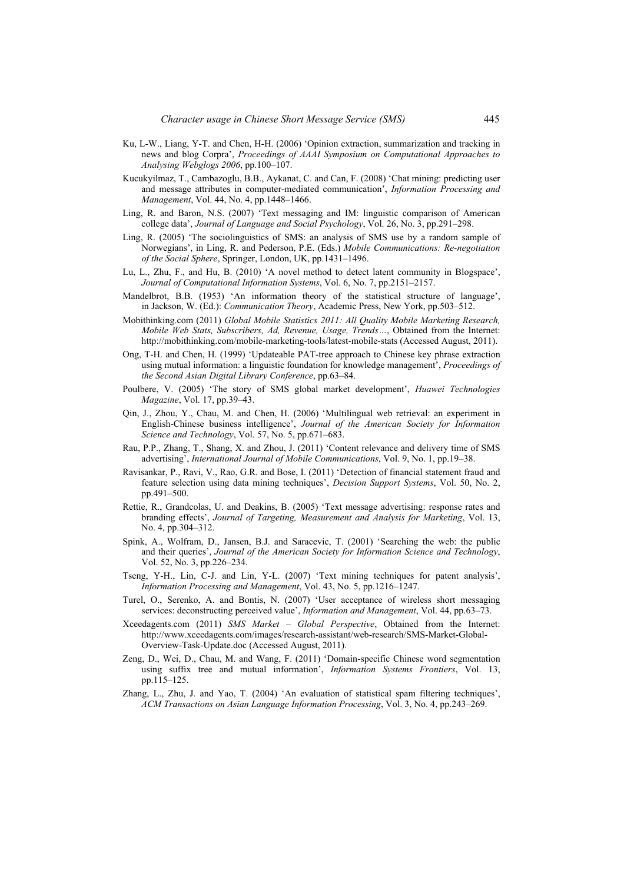Ku, L-W., Liang, Y-T. and Chen, H-H. (2006) 'Opinion extraction, summarization and tracking in news and blog Corpra', *Proceedings of AAAI Symposium on Computational Approaches to Analysing Webglogs 2006*, pp.100–107.

Kucukyilmaz, T., Cambazoglu, B.B., Aykanat, C. and Can, F. (2008) 'Chat mining: predicting user and message attributes in computer-mediated communication', *Information Processing and Management*, Vol. 44, No. 4, pp.1448–1466.

Ling, R. and Baron, N.S. (2007) 'Text messaging and IM: linguistic comparison of American college data', *Journal of Language and Social Psychology*, Vol. 26, No. 3, pp.291–298.

Ling, R. (2005) 'The sociolinguistics of SMS: an analysis of SMS use by a random sample of Norwegians', in Ling, R. and Pederson, P.E. (Eds.) *Mobile Communications: Re-negotiation of the Social Sphere*, Springer, London, UK, pp.1431–1496.

Lu, L., Zhu, F., and Hu, B. (2010) 'A novel method to detect latent community in Blogspace', *Journal of Computational Information Systems*, Vol. 6, No. 7, pp.2151–2157.

Mandelbrot, B.B. (1953) 'An information theory of the statistical structure of language', in Jackson, W. (Ed.): *Communication Theory*, Academic Press, New York, pp.503–512.

Mobithinking.com (2011) *Global Mobile Statistics 2011: All Quality Mobile Marketing Research, Mobile Web Stats, Subscribers, Ad, Revenue, Usage, Trends…*, Obtained from the Internet: http://mobithinking.com/mobile-marketing-tools/latest-mobile-stats (Accessed August, 2011).

Ong, T-H. and Chen, H. (1999) 'Updateable PAT-tree approach to Chinese key phrase extraction using mutual information: a linguistic foundation for knowledge management', *Proceedings of the Second Asian Digital Library Conference*, pp.63–84.

Poulbere, V. (2005) 'The story of SMS global market development', *Huawei Technologies Magazine*, Vol. 17, pp.39–43.

Qin, J., Zhou, Y., Chau, M. and Chen, H. (2006) 'Multilingual web retrieval: an experiment in English-Chinese business intelligence', *Journal of the American Society for Information Science and Technology*, Vol. 57, No. 5, pp.671–683.

Rau, P.P., Zhang, T., Shang, X. and Zhou, J. (2011) 'Content relevance and delivery time of SMS advertising', *International Journal of Mobile Communications*, Vol. 9, No. 1, pp.19–38.

Ravisankar, P., Ravi, V., Rao, G.R. and Bose, I. (2011) 'Detection of financial statement fraud and feature selection using data mining techniques', *Decision Support Systems*, Vol. 50, No. 2, pp.491–500.

Rettie, R., Grandcolas, U. and Deakins, B. (2005) 'Text message advertising: response rates and branding effects', *Journal of Targeting, Measurement and Analysis for Marketing*, Vol. 13, No. 4, pp.304–312.

Spink, A., Wolfram, D., Jansen, B.J. and Saracevic, T. (2001) 'Searching the web: the public and their queries', *Journal of the American Society for Information Science and Technology*, Vol. 52, No. 3, pp.226–234.

Tseng, Y-H., Lin, C-J. and Lin, Y-L. (2007) 'Text mining techniques for patent analysis', *Information Processing and Management*, Vol. 43, No. 5, pp.1216–1247.

Turel, O., Serenko, A. and Bontis, N. (2007) 'User acceptance of wireless short messaging services: deconstructing perceived value', *Information and Management*, Vol. 44, pp.63–73.

Xceedagents.com (2011) *SMS Market – Global Perspective*, Obtained from the Internet: http://www.xceedagents.com/images/research-assistant/web-research/SMS-Market-Global-Overview-Task-Update.doc (Accessed August, 2011).

Zeng, D., Wei, D., Chau, M. and Wang, F. (2011) 'Domain-specific Chinese word segmentation using suffix tree and mutual information', *Information Systems Frontiers*, Vol. 13, pp.115–125.

Zhang, L., Zhu, J. and Yao, T. (2004) 'An evaluation of statistical spam filtering techniques', *ACM Transactions on Asian Language Information Processing*, Vol. 3, No. 4, pp.243–269.